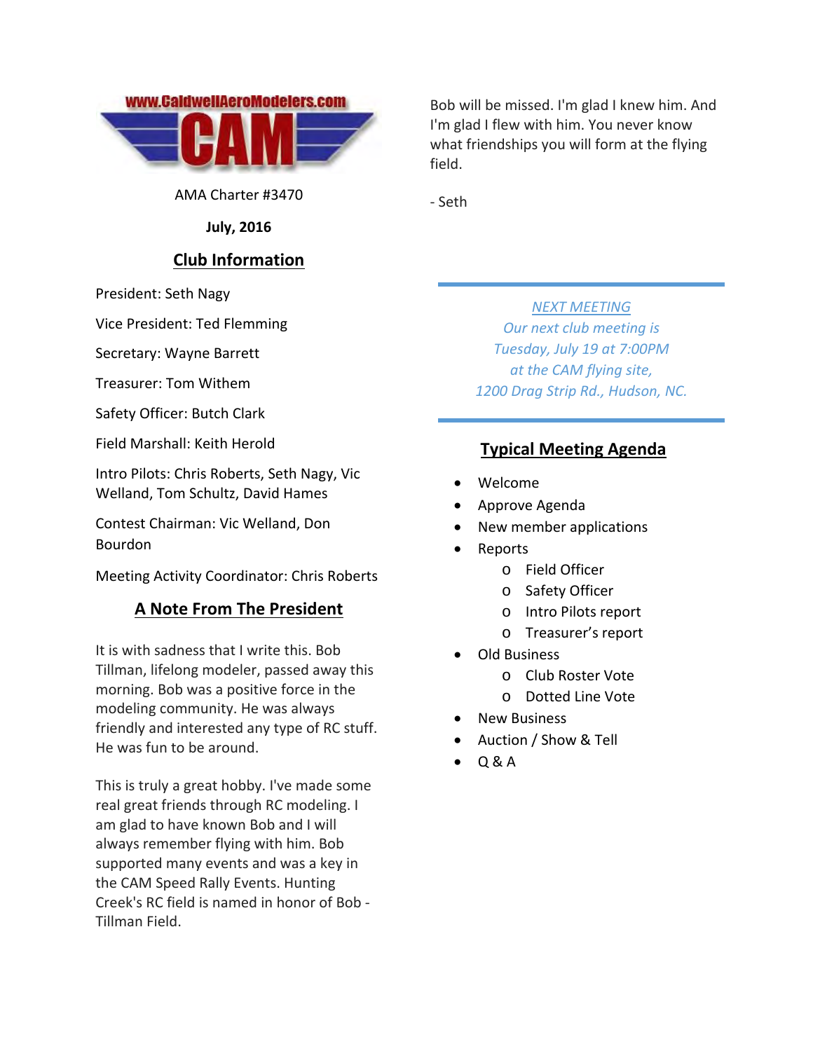www.CaldwellAeroModelers.com

CAM

AMA Charter #3470

**July, 2016**

## Club Information

President: Seth Nagy

Vice President: Ted Flemming

Secretary: Wayne Barrett

Treasurer: Tom Withem

Safety Officer: Butch Clark

Field Marshall: Keith Herold

Intro Pilots: Chris Roberts, Seth Nagy, Vic Welland, Tom Schultz, David Hames

Contest Chairman: Vic Welland, Don Bourdon

Meeting Activity Coordinator: Chris Roberts

## A Note From The President

It is with sadness that I write this. Bob Tillman, lifelong modeler, passed away this morning. Bob was a positive force in the modeling community. He was always friendly and interested any type of RC stuff. He was fun to be around.

This is truly a great hobby. I've made some real great friends through RC modeling. I am glad to have known Bob and I will always remember flying with him. Bob supported many events and was a key in the CAM Speed Rally Events. Hunting Creek's RC field is named in honor of Bob - Tillman Field.

Bob will be missed. I'm glad I knew him. And I'm glad I flew with him. You never know what friendships you will form at the flying field.

- Seth

---

*NEXT MEETING*
*Our next club meeting is*
*Tuesday, July 19 at 7:00PM*
*at the CAM flying site,*
*1200 Drag Strip Rd., Hudson, NC.*

---

## Typical Meeting Agenda

- Welcome
- Approve Agenda
- New member applications
- Reports
  - Field Officer
  - Safety Officer
  - Intro Pilots report
  - Treasurer's report
- Old Business
  - Club Roster Vote
  - Dotted Line Vote
- New Business
- Auction / Show & Tell
- Q & A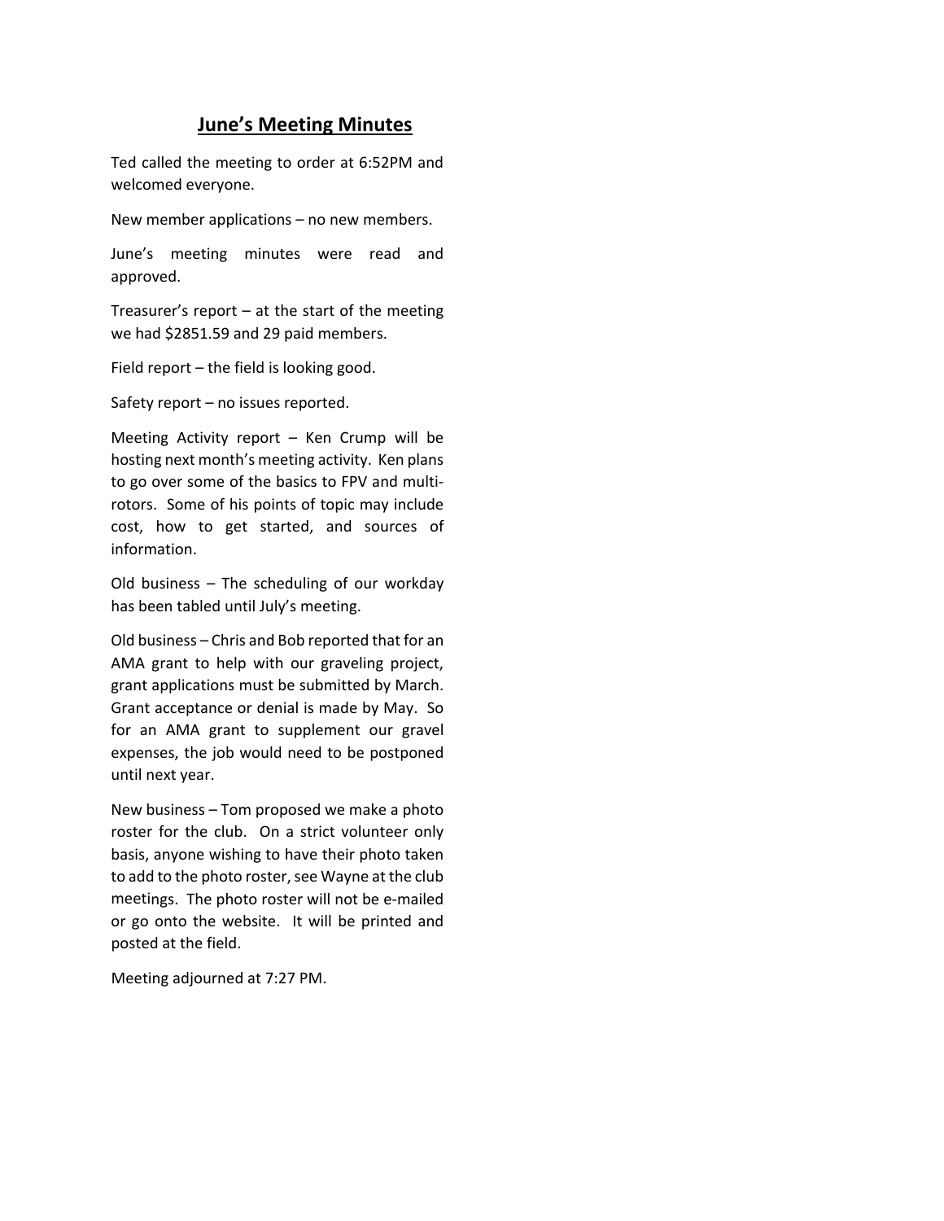## June's Meeting Minutes

Ted called the meeting to order at 6:52PM and welcomed everyone.

New member applications – no new members.

June's meeting minutes were read and approved.

Treasurer's report – at the start of the meeting we had $2851.59 and 29 paid members.

Field report – the field is looking good.

Safety report – no issues reported.

Meeting Activity report – Ken Crump will be hosting next month's meeting activity. Ken plans to go over some of the basics to FPV and multi-rotors. Some of his points of topic may include cost, how to get started, and sources of information.

Old business – The scheduling of our workday has been tabled until July's meeting.

Old business – Chris and Bob reported that for an AMA grant to help with our graveling project, grant applications must be submitted by March. Grant acceptance or denial is made by May. So for an AMA grant to supplement our gravel expenses, the job would need to be postponed until next year.

New business – Tom proposed we make a photo roster for the club. On a strict volunteer only basis, anyone wishing to have their photo taken to add to the photo roster, see Wayne at the club meetings. The photo roster will not be e-mailed or go onto the website. It will be printed and posted at the field.

Meeting adjourned at 7:27 PM.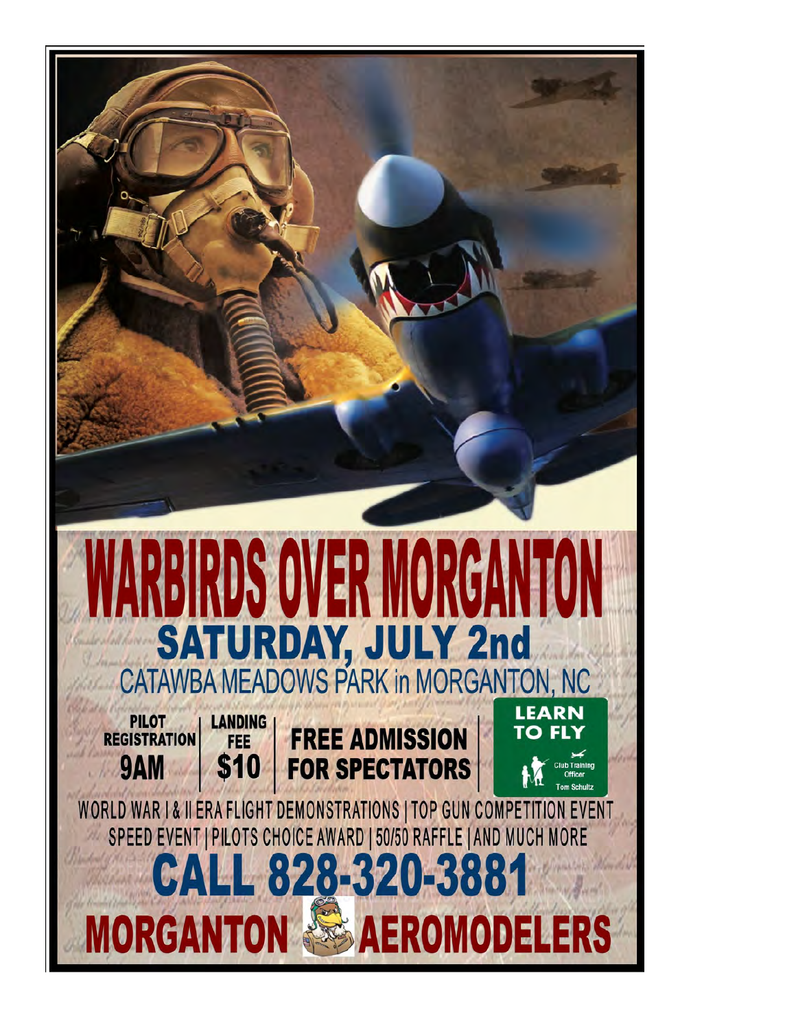# WARBIRDS OVER MORGANTON

## SATURDAY, JULY 2nd

CATAWBA MEADOWS PARK in MORGANTON, NC

**PILOT REGISTRATION 9AM** | **LANDING FEE $10** | **FREE ADMISSION FOR SPECTATORS**

**LEARN TO FLY**
Club Training Officer
Tom Schultz

WORLD WAR I & II ERA FLIGHT DEMONSTRATIONS | TOP GUN COMPETITION EVENT
SPEED EVENT | PILOTS CHOICE AWARD | 50/50 RAFFLE | AND MUCH MORE

## CALL 828-320-3881

## MORGANTON AEROMODELERS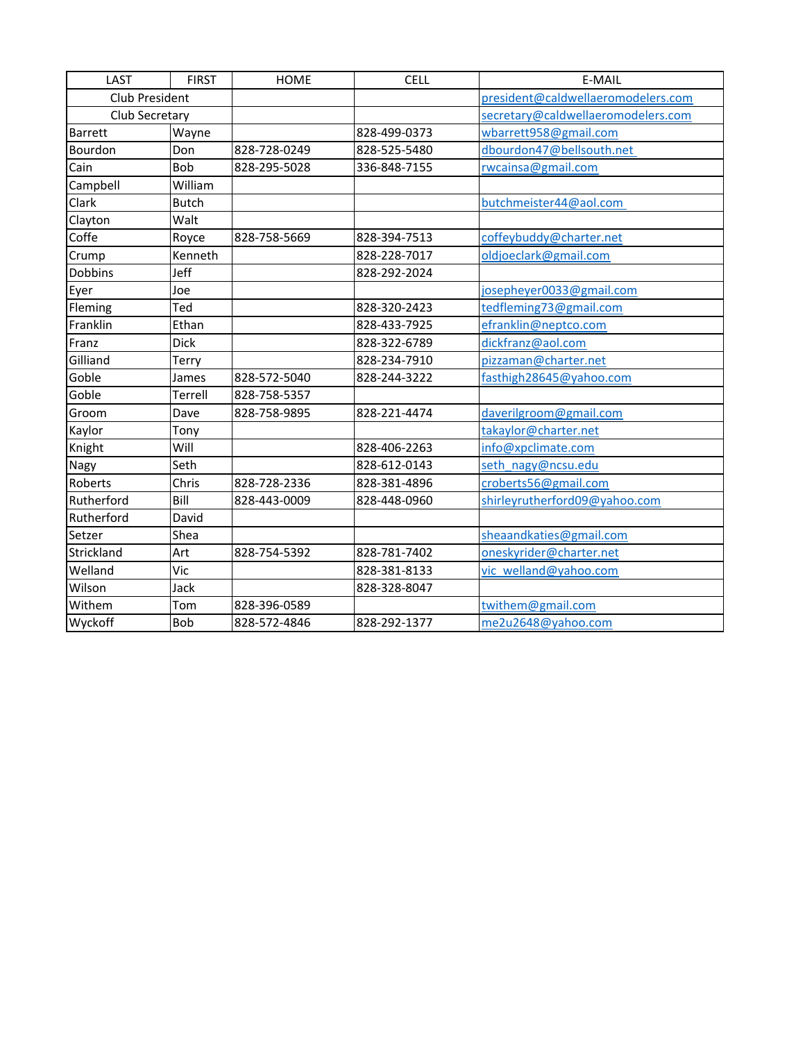| LAST | FIRST | HOME | CELL | E-MAIL |
| --- | --- | --- | --- | --- |
| Club President | | | | president@caldwellaeromodelers.com |
| Club Secretary | | | | secretary@caldwellaeromodelers.com |
| Barrett | Wayne | | 828-499-0373 | wbarrett958@gmail.com |
| Bourdon | Don | 828-728-0249 | 828-525-5480 | dbourdon47@bellsouth.net |
| Cain | Bob | 828-295-5028 | 336-848-7155 | rwcainsa@gmail.com |
| Campbell | William | | | |
| Clark | Butch | | | butchmeister44@aol.com |
| Clayton | Walt | | | |
| Coffe | Royce | 828-758-5669 | 828-394-7513 | coffeybuddy@charter.net |
| Crump | Kenneth | | 828-228-7017 | oldjoeclark@gmail.com |
| Dobbins | Jeff | | 828-292-2024 | |
| Eyer | Joe | | | josepheyer0033@gmail.com |
| Fleming | Ted | | 828-320-2423 | tedfleming73@gmail.com |
| Franklin | Ethan | | 828-433-7925 | efranklin@neptco.com |
| Franz | Dick | | 828-322-6789 | dickfranz@aol.com |
| Gilliand | Terry | | 828-234-7910 | pizzaman@charter.net |
| Goble | James | 828-572-5040 | 828-244-3222 | fasthigh28645@yahoo.com |
| Goble | Terrell | 828-758-5357 | | |
| Groom | Dave | 828-758-9895 | 828-221-4474 | daverilgroom@gmail.com |
| Kaylor | Tony | | | takaylor@charter.net |
| Knight | Will | | 828-406-2263 | info@xpclimate.com |
| Nagy | Seth | | 828-612-0143 | seth_nagy@ncsu.edu |
| Roberts | Chris | 828-728-2336 | 828-381-4896 | croberts56@gmail.com |
| Rutherford | Bill | 828-443-0009 | 828-448-0960 | shirleyrutherford09@yahoo.com |
| Rutherford | David | | | |
| Setzer | Shea | | | sheaandkaties@gmail.com |
| Strickland | Art | 828-754-5392 | 828-781-7402 | oneskyrider@charter.net |
| Welland | Vic | | 828-381-8133 | vic_welland@yahoo.com |
| Wilson | Jack | | 828-328-8047 | |
| Withem | Tom | 828-396-0589 | | twithem@gmail.com |
| Wyckoff | Bob | 828-572-4846 | 828-292-1377 | me2u2648@yahoo.com |